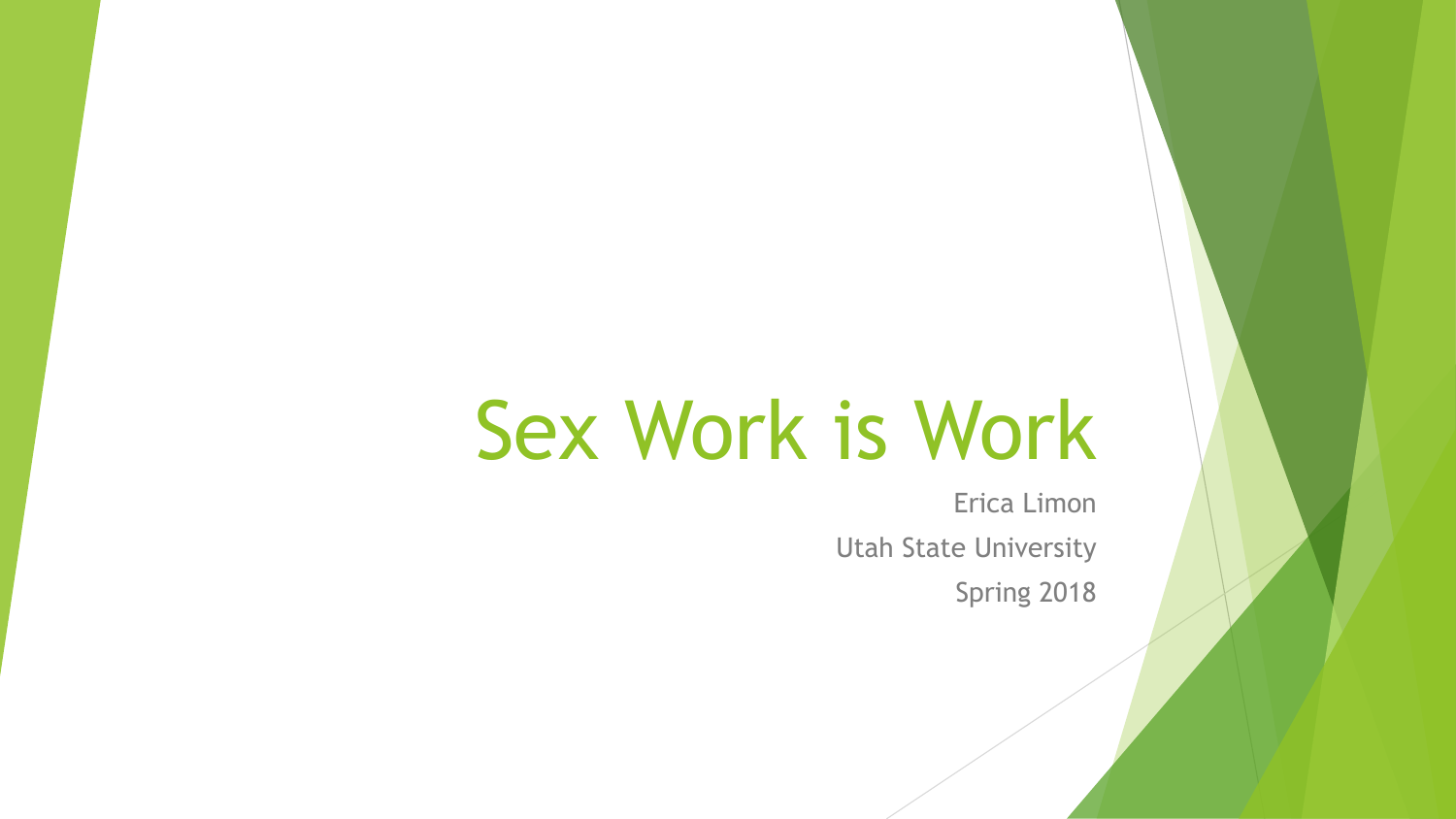# Sex Work is Work

Erica Limon

Utah State University

Spring 2018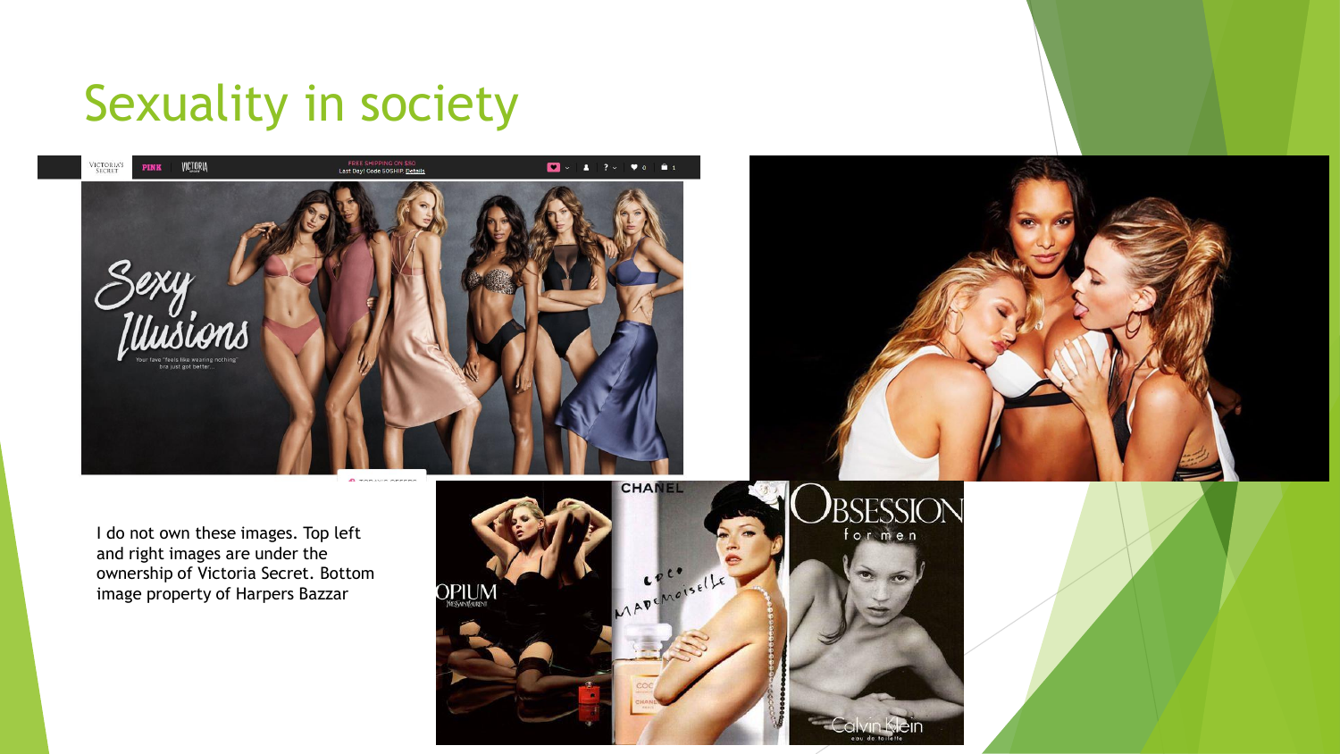# Sexuality in society

I do not own these images. Top left and right images are under the ownership of Victoria Secret. Bottom image property of Harpers Bazzar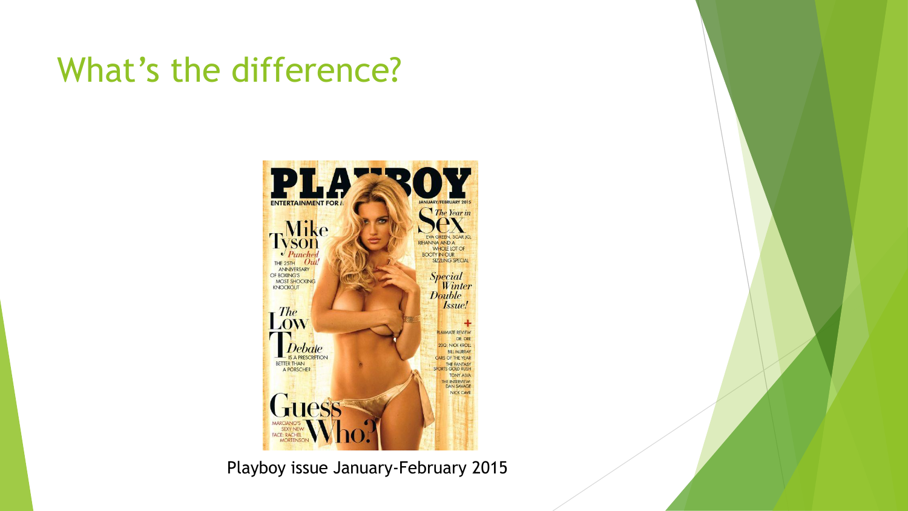# What's the difference?

Playboy issue January-February 2015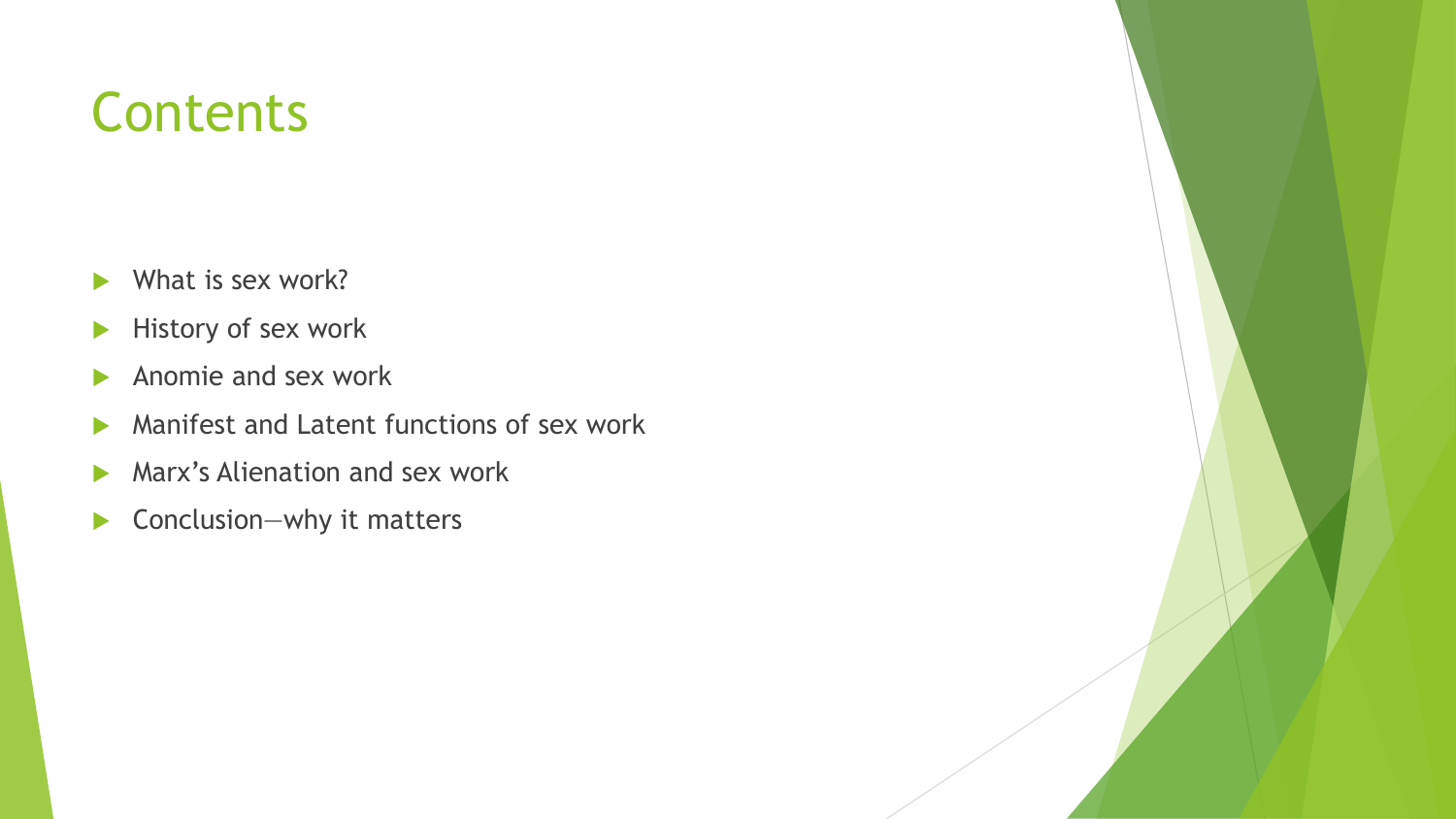# Contents

- What is sex work?
- History of sex work
- Anomie and sex work
- Manifest and Latent functions of sex work
- Marx's Alienation and sex work
- Conclusion—why it matters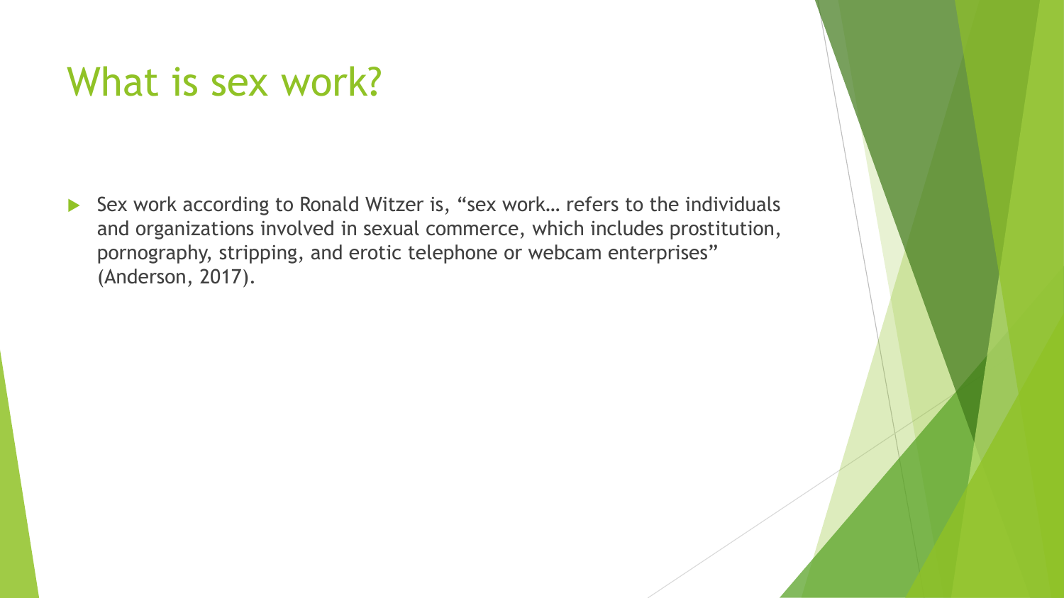# What is sex work?

- Sex work according to Ronald Witzer is, "sex work… refers to the individuals and organizations involved in sexual commerce, which includes prostitution, pornography, stripping, and erotic telephone or webcam enterprises" (Anderson, 2017).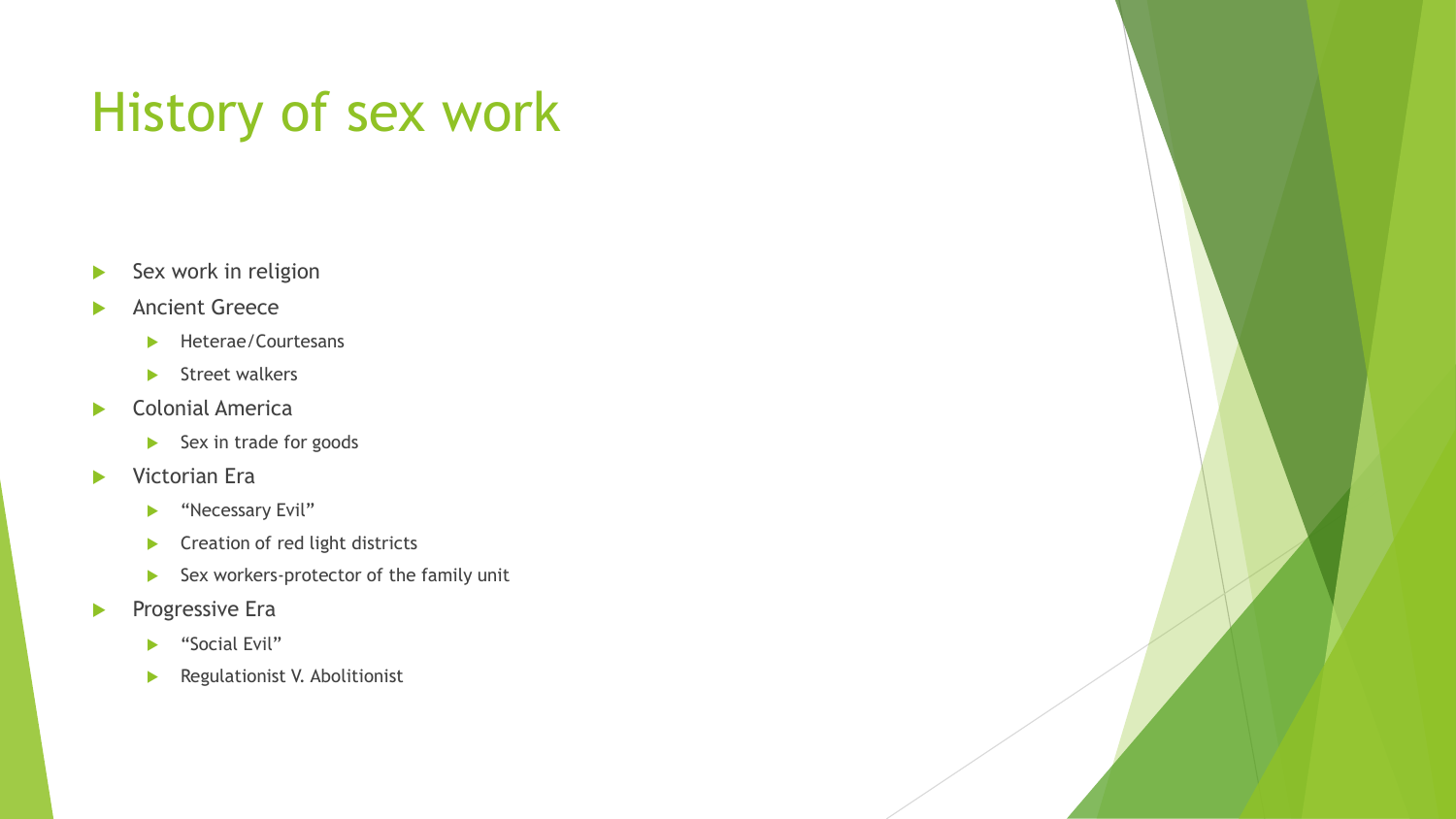# History of sex work

- Sex work in religion
- Ancient Greece
  - Heterae/Courtesans
  - Street walkers
- Colonial America
  - Sex in trade for goods
- Victorian Era
  - “Necessary Evil”
  - Creation of red light districts
  - Sex workers-protector of the family unit
- Progressive Era
  - “Social Evil”
  - Regulationist V. Abolitionist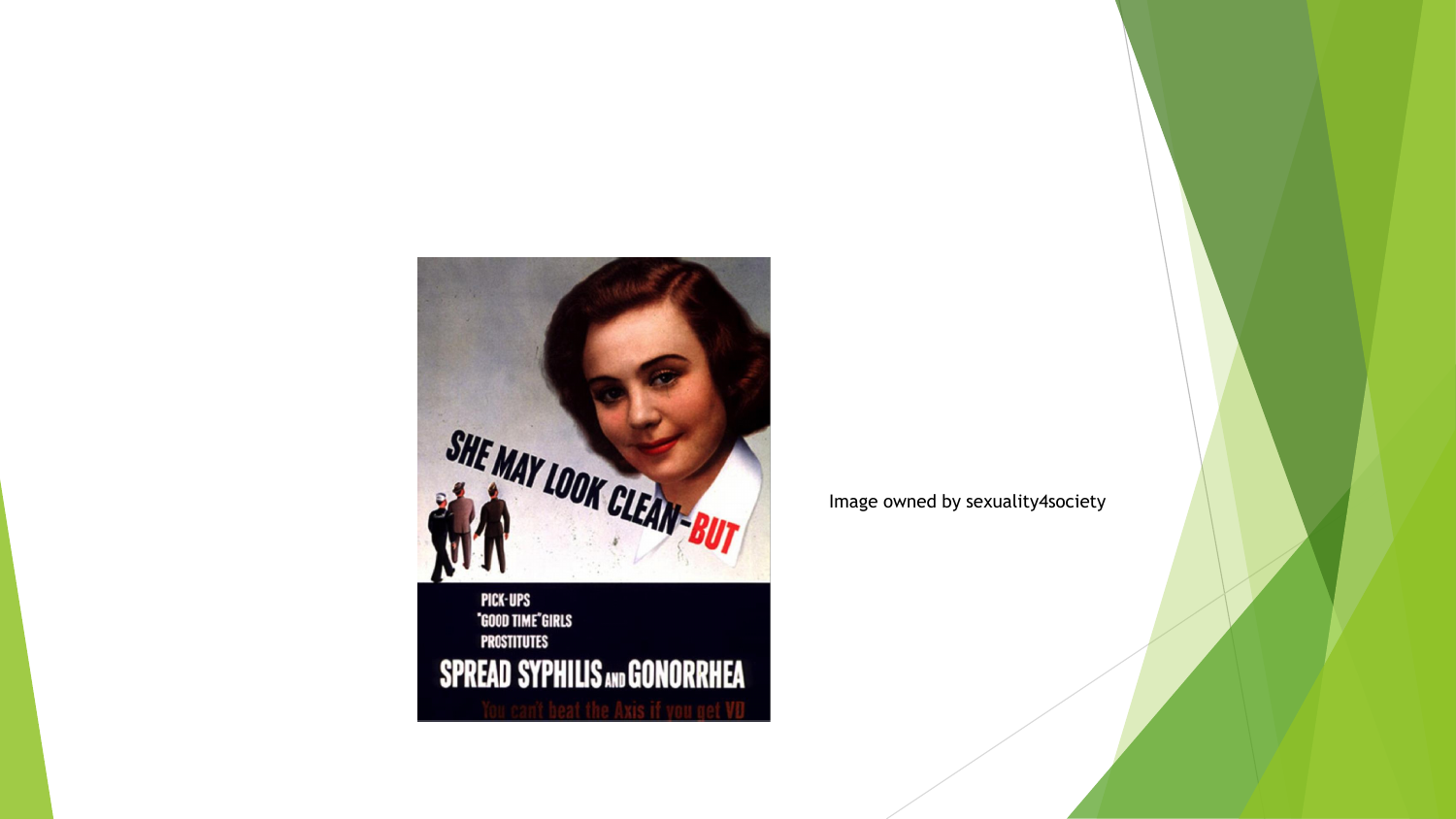SHE MAY LOOK CLEAN—BUT

PICK-UPS
"GOOD TIME" GIRLS
PROSTITUTES

SPREAD SYPHILIS AND GONORRHEA

You can't beat the Axis if you get VD

Image owned by sexuality4society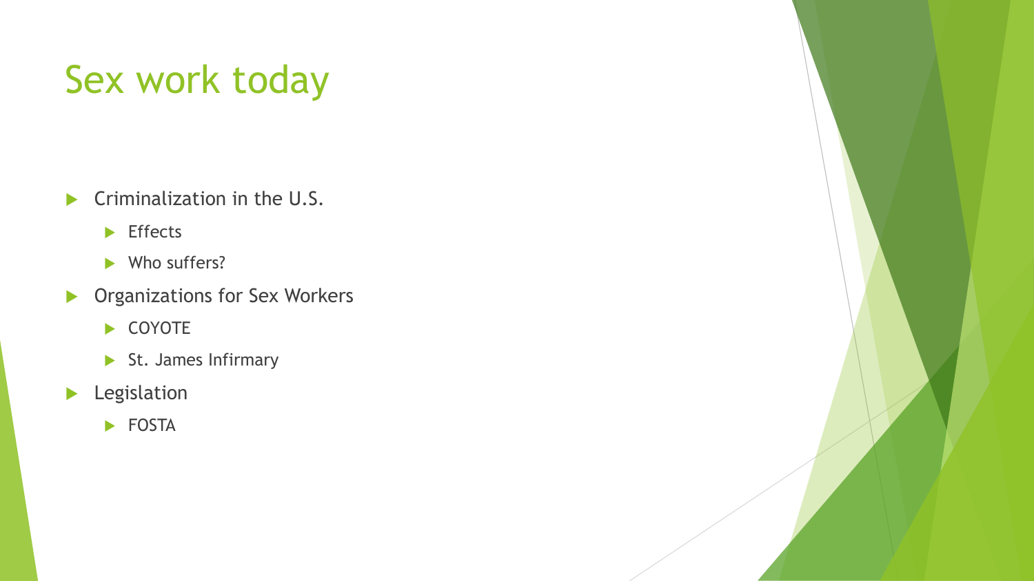# Sex work today

- Criminalization in the U.S.
  - Effects
  - Who suffers?
- Organizations for Sex Workers
  - COYOTE
  - St. James Infirmary
- Legislation
  - FOSTA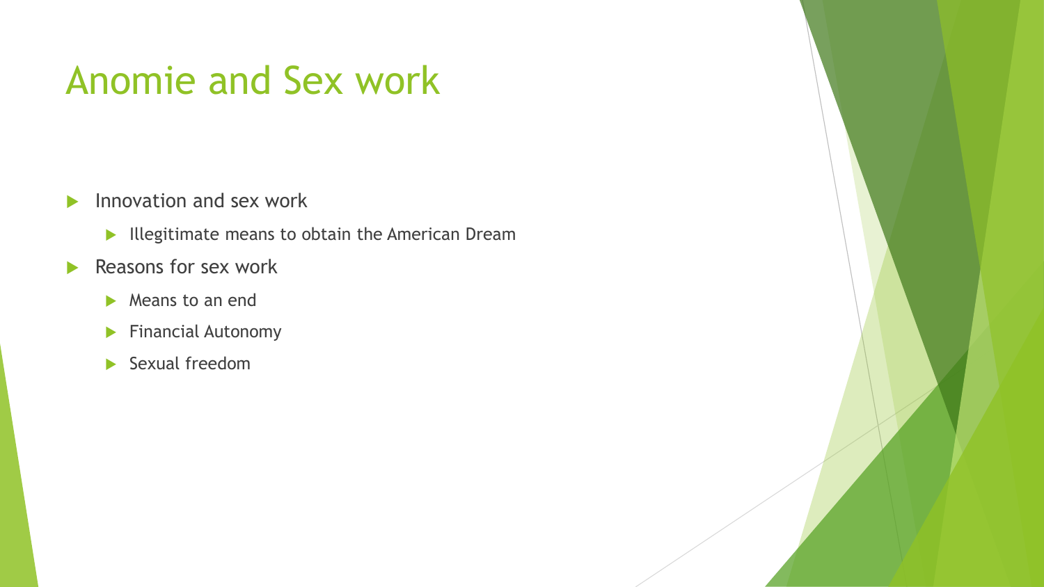# Anomie and Sex work

- Innovation and sex work
  - Illegitimate means to obtain the American Dream
- Reasons for sex work
  - Means to an end
  - Financial Autonomy
  - Sexual freedom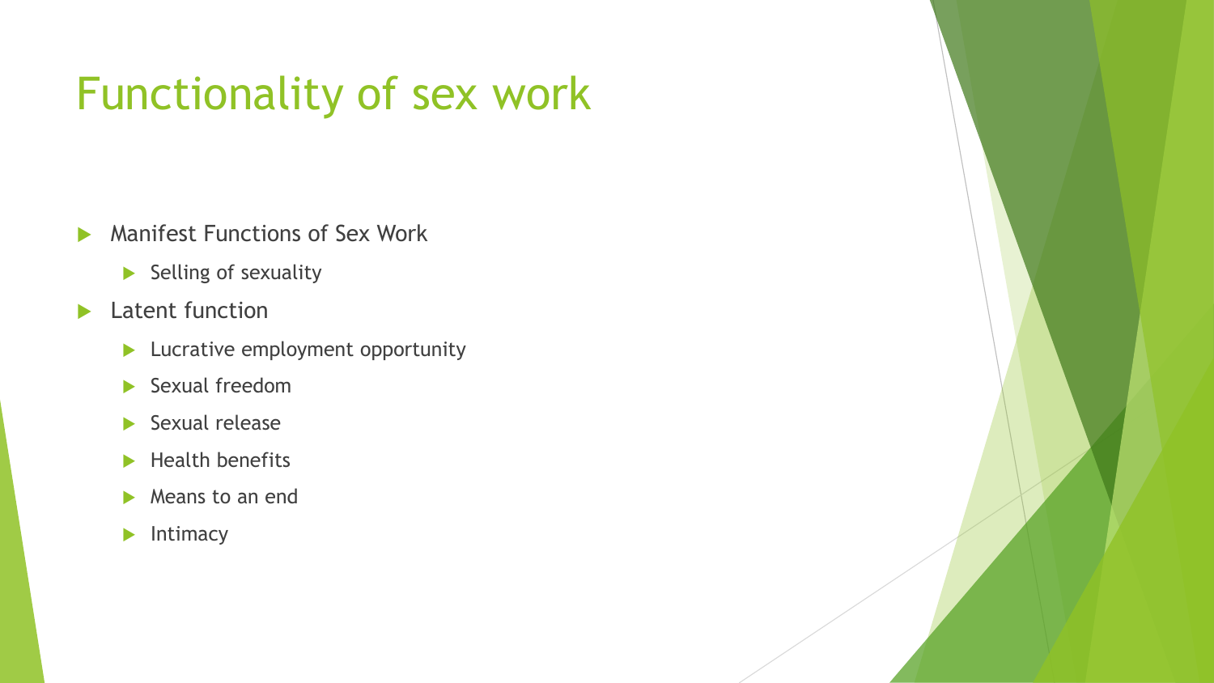# Functionality of sex work

- Manifest Functions of Sex Work
  - Selling of sexuality
- Latent function
  - Lucrative employment opportunity
  - Sexual freedom
  - Sexual release
  - Health benefits
  - Means to an end
  - Intimacy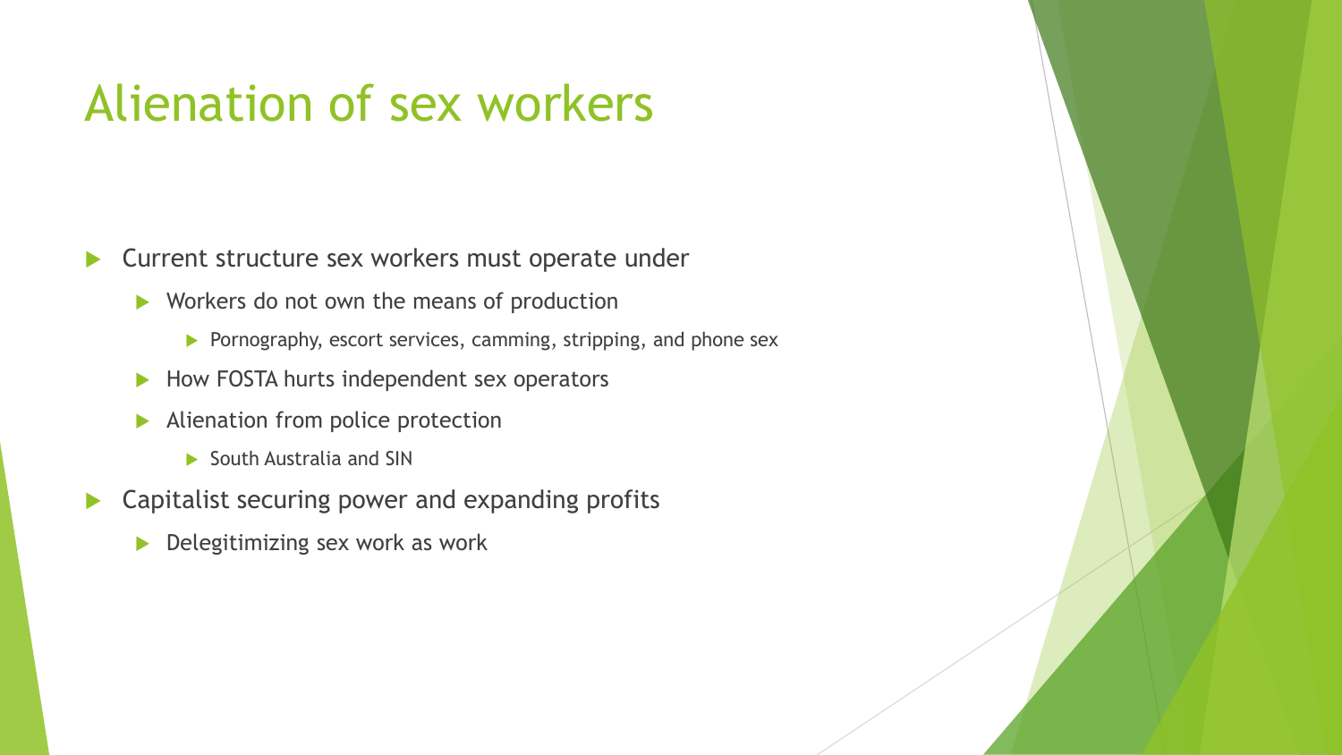# Alienation of sex workers

- Current structure sex workers must operate under
  - Workers do not own the means of production
    - Pornography, escort services, camming, stripping, and phone sex
  - How FOSTA hurts independent sex operators
  - Alienation from police protection
    - South Australia and SIN
- Capitalist securing power and expanding profits
  - Delegitimizing sex work as work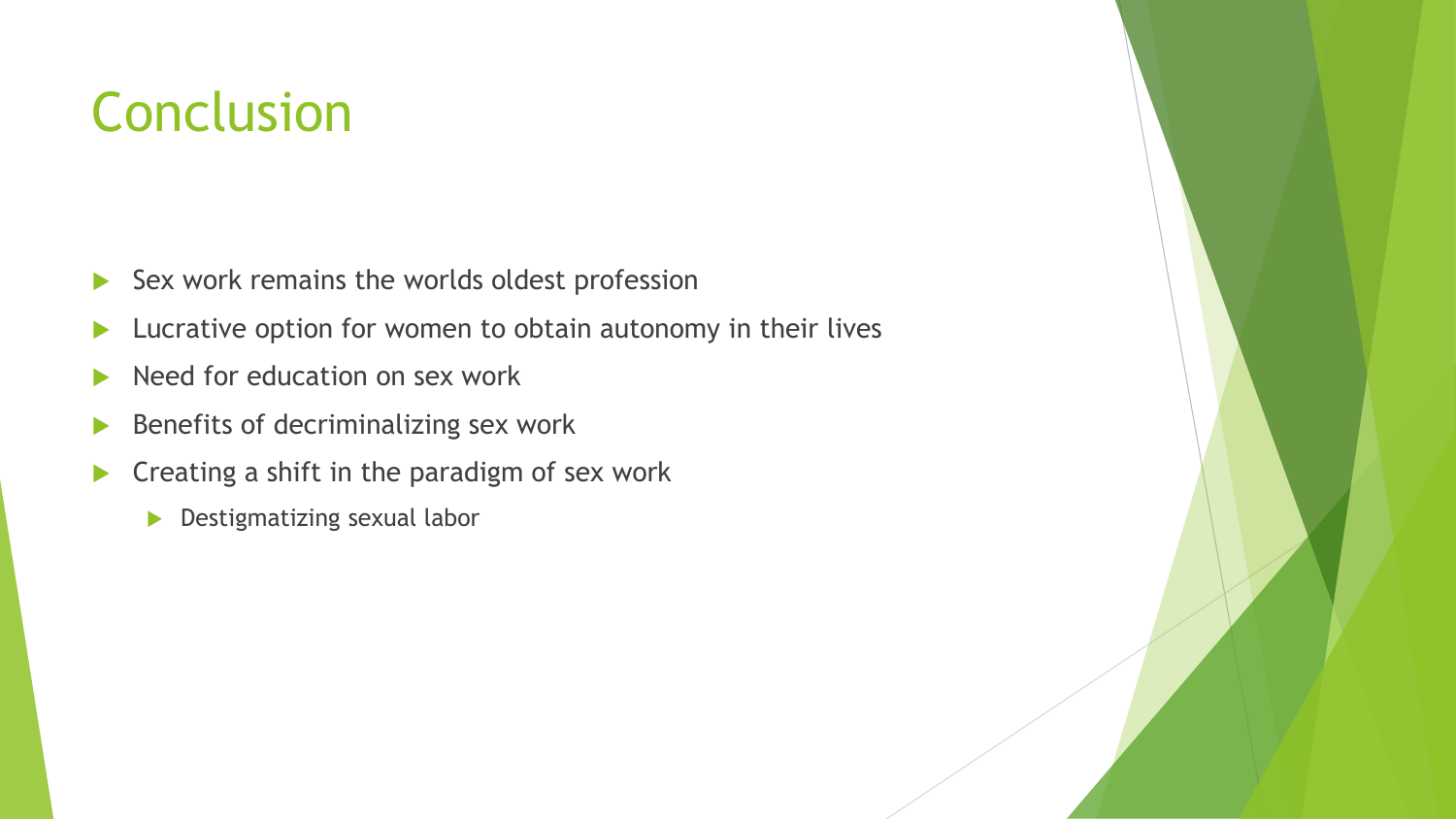# Conclusion

- Sex work remains the worlds oldest profession
- Lucrative option for women to obtain autonomy in their lives
- Need for education on sex work
- Benefits of decriminalizing sex work
- Creating a shift in the paradigm of sex work
  - Destigmatizing sexual labor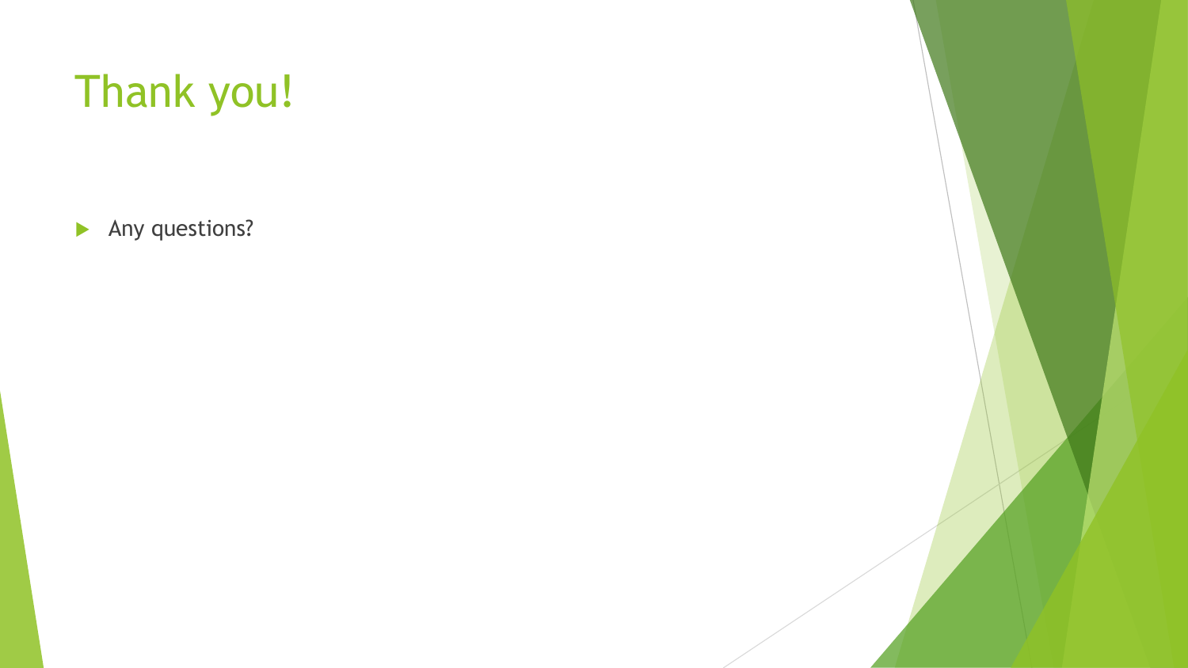# Thank you!

- Any questions?